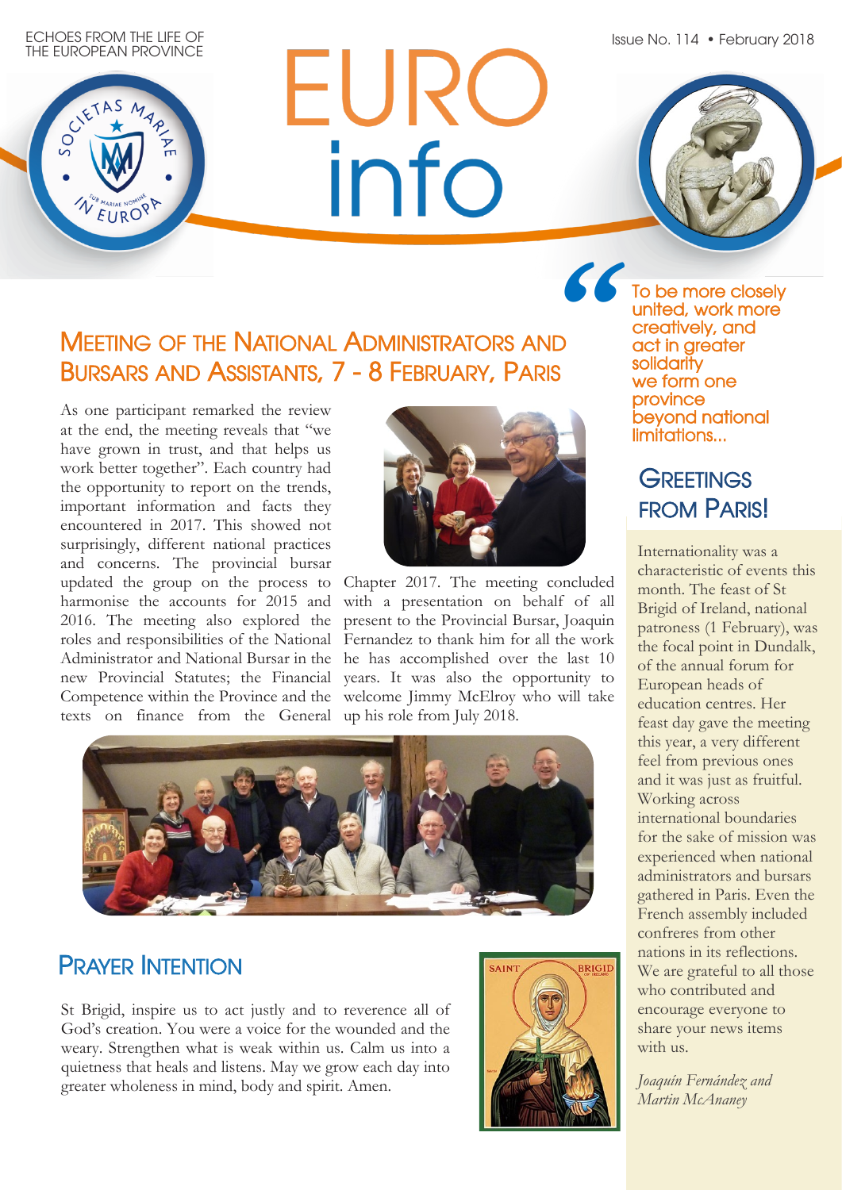ECHOES FROM THE LIFE OF THE EUROPEAN PROVINCE

# EURO info

Issue No. 114 • February 2018

## Meeting of the National Administrators and Bursars and Assistants, 7 - 8 February, Paris

As one participant remarked the review at the end, the meeting reveals that "we have grown in trust, and that helps us work better together". Each country had the opportunity to report on the trends, important information and facts they encountered in 2017. This showed not surprisingly, different national practices and concerns. The provincial bursar updated the group on the process to harmonise the accounts for 2015 and 2016. The meeting also explored the roles and responsibilities of the National Administrator and National Bursar in the new Provincial Statutes; the Financial Competence within the Province and the texts on finance from the General Chapter 2017. The meeting concluded with a presentation on behalf of all present to the Provincial Bursar, Joaquin Fernandez to thank him for all the work he has accomplished over the last 10 years. It was also the opportunity to welcome Jimmy McElroy who will take up his role from July 2018.

> "To be more closely united, work more creatively, and act in greater solidarity we form one province beyond national limitations...

## Greetings from Paris!

Internationality was a characteristic of events this month. The feast of St Brigid of Ireland, national patroness (1 February), was the focal point in Dundalk, of the annual forum for European heads of education centres. Her feast day gave the meeting this year, a very different feel from previous ones and it was just as fruitful. Working across international boundaries for the sake of mission was experienced when national administrators and bursars gathered in Paris. Even the French assembly included confreres from other nations in its reflections. We are grateful to all those who contributed and encourage everyone to share your news items with us.

*Joaquín Fernández and Martin McAnaney*

## Prayer Intention

St Brigid, inspire us to act justly and to reverence all of God's creation. You were a voice for the wounded and the weary. Strengthen what is weak within us. Calm us into a quietness that heals and listens. May we grow each day into greater wholeness in mind, body and spirit. Amen.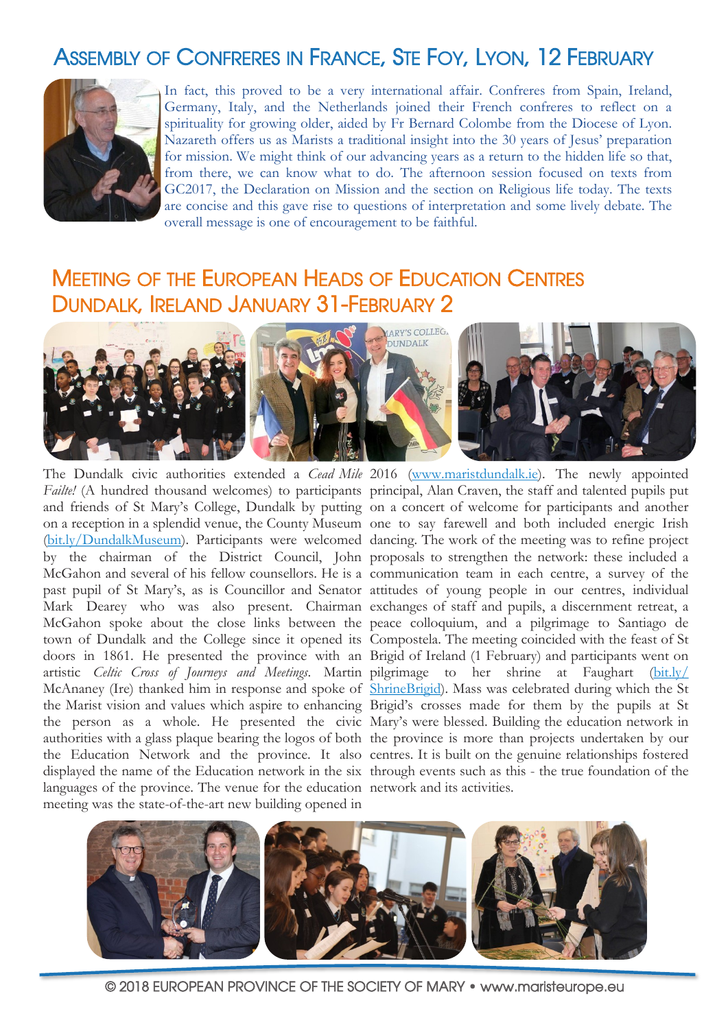## Assembly of Confreres in France, Ste Foy, Lyon, 12 February

In fact, this proved to be a very international affair. Confreres from Spain, Ireland, Germany, Italy, and the Netherlands joined their French confreres to reflect on a spirituality for growing older, aided by Fr Bernard Colombe from the Diocese of Lyon. Nazareth offers us as Marists a traditional insight into the 30 years of Jesus' preparation for mission. We might think of our advancing years as a return to the hidden life so that, from there, we can know what to do. The afternoon session focused on texts from GC2017, the Declaration on Mission and the section on Religious life today. The texts are concise and this gave rise to questions of interpretation and some lively debate. The overall message is one of encouragement to be faithful.

## Meeting of the European Heads of Education Centres Dundalk, Ireland January 31-February 2

The Dundalk civic authorities extended a *Cead Mile Failte!* (A hundred thousand welcomes) to participants and friends of St Mary's College, Dundalk by putting on a reception in a splendid venue, the County Museum (bit.ly/DundalkMuseum). Participants were welcomed by the chairman of the District Council, John McGahon and several of his fellow counsellors. He is a past pupil of St Mary's, as is Councillor and Senator Mark Dearey who was also present. Chairman McGahon spoke about the close links between the town of Dundalk and the College since it opened its doors in 1861. He presented the province with an artistic *Celtic Cross of Journeys and Meetings*. Martin McAnaney (Ire) thanked him in response and spoke of the Marist vision and values which aspire to enhancing the person as a whole. He presented the civic authorities with a glass plaque bearing the logos of both the Education Network and the province. It also displayed the name of the Education network in the six languages of the province. The venue for the education meeting was the state-of-the-art new building opened in 2016 (www.maristdundalk.ie). The newly appointed principal, Alan Craven, the staff and talented pupils put on a concert of welcome for participants and another one to say farewell and both included energic Irish dancing. The work of the meeting was to refine project proposals to strengthen the network: these included a communication team in each centre, a survey of the attitudes of young people in our centres, individual exchanges of staff and pupils, a discernment retreat, a peace colloquium, and a pilgrimage to Santiago de Compostela. The meeting coincided with the feast of St Brigid of Ireland (1 February) and participants went on pilgrimage to her shrine at Faughart (bit.ly/ShrineBrigid). Mass was celebrated during which the St Brigid's crosses made for them by the pupils at St Mary's were blessed. Building the education network in the province is more than projects undertaken by our centres. It is built on the genuine relationships fostered through events such as this - the true foundation of the network and its activities.

© 2018 EUROPEAN PROVINCE OF THE SOCIETY OF MARY • www.maristeurope.eu